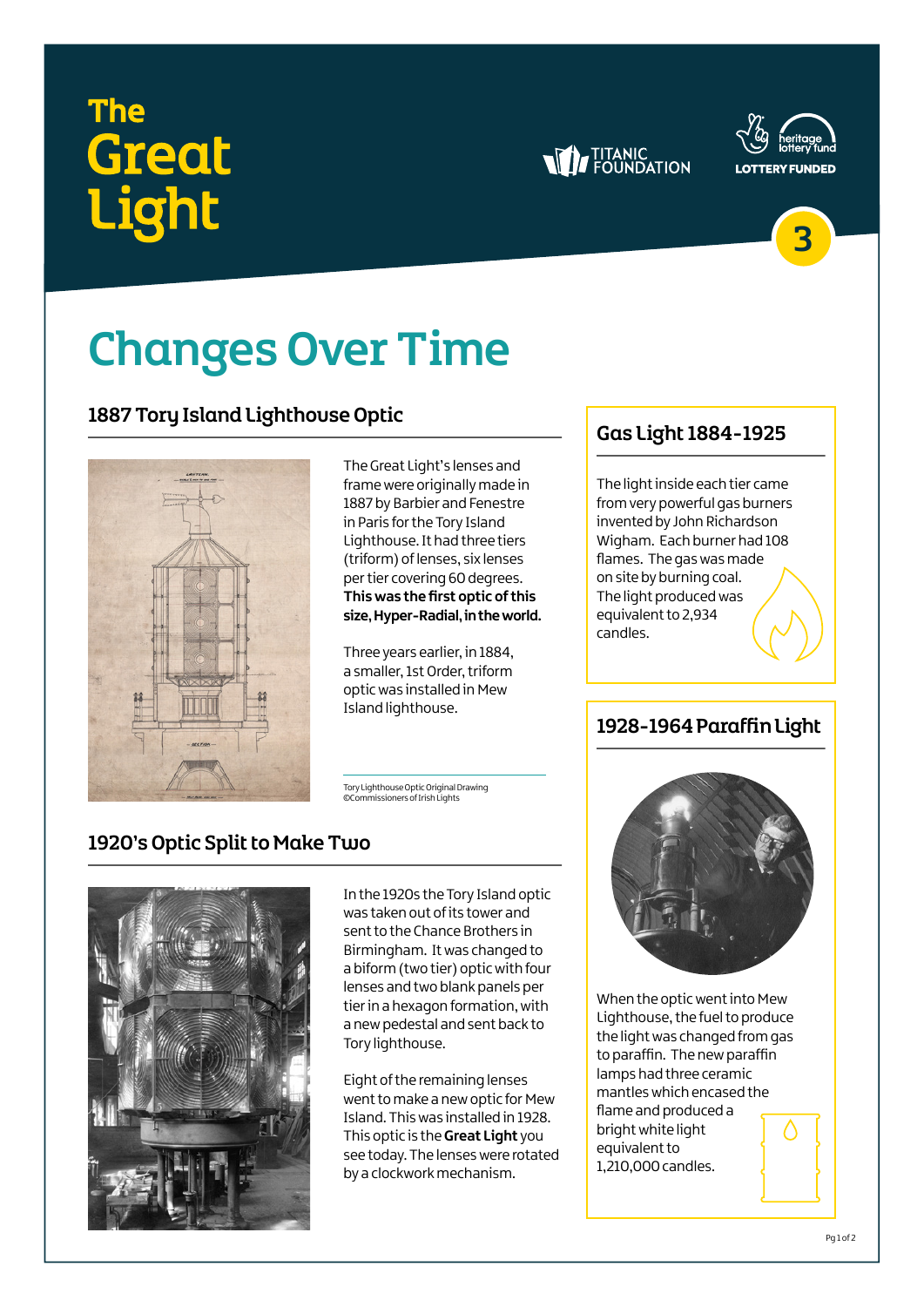# The Great Light

TITANIC FOUNDATION

heritage lottery fund LOTTERY FUNDED

3

## Changes Over Time

### 1887 Tory Island Lighthouse Optic

The Great Light's lenses and frame were originally made in 1887 by Barbier and Fenestre in Paris for the Tory Island Lighthouse. It had three tiers (triform) of lenses, six lenses per tier covering 60 degrees. **This was the first optic of this size, Hyper-Radial, in the world.**

Three years earlier, in 1884, a smaller, 1st Order, triform optic was installed in Mew Island lighthouse.

Tory Lighthouse Optic Original Drawing ©Commissioners of Irish Lights

### 1920's Optic Split to Make Two

In the 1920s the Tory Island optic was taken out of its tower and sent to the Chance Brothers in Birmingham. It was changed to a biform (two tier) optic with four lenses and two blank panels per tier in a hexagon formation, with a new pedestal and sent back to Tory lighthouse.

Eight of the remaining lenses went to make a new optic for Mew Island. This was installed in 1928. This optic is the **Great Light** you see today. The lenses were rotated by a clockwork mechanism.

### Gas Light 1884-1925

The light inside each tier came from very powerful gas burners invented by John Richardson Wigham. Each burner had 108 flames. The gas was made on site by burning coal. The light produced was equivalent to 2,934 candles.

### 1928-1964 Paraffin Light

When the optic went into Mew Lighthouse, the fuel to produce the light was changed from gas to paraffin. The new paraffin lamps had three ceramic mantles which encased the flame and produced a bright white light equivalent to 1,210,000 candles.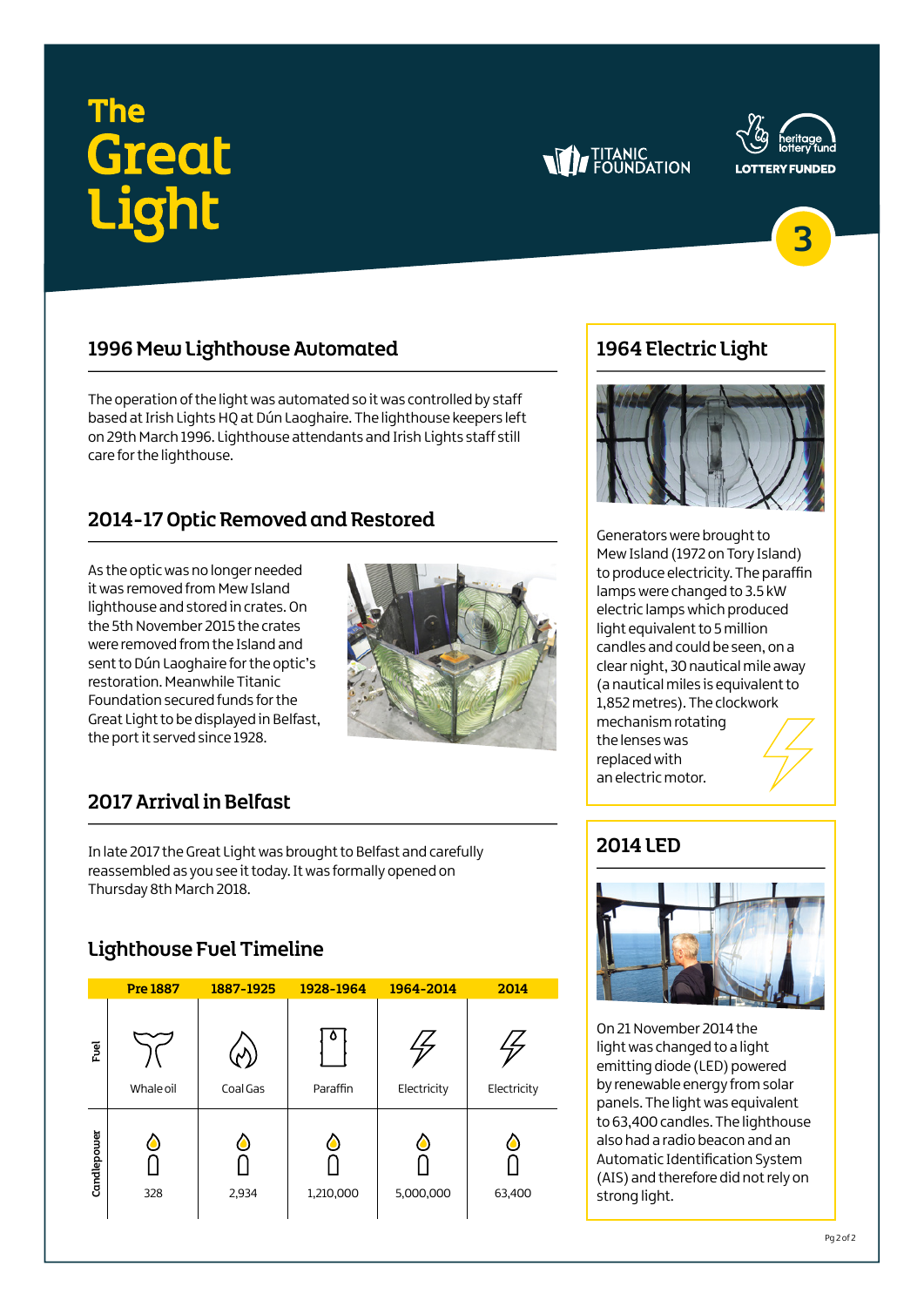# The Great Light

TITANIC FOUNDATION

heritage lottery fund LOTTERY FUNDED

3

## 1996 Mew Lighthouse Automated

The operation of the light was automated so it was controlled by staff based at Irish Lights HQ at Dún Laoghaire. The lighthouse keepers left on 29th March 1996. Lighthouse attendants and Irish Lights staff still care for the lighthouse.

## 2014-17 Optic Removed and Restored

As the optic was no longer needed it was removed from Mew Island lighthouse and stored in crates. On the 5th November 2015 the crates were removed from the Island and sent to Dún Laoghaire for the optic's restoration. Meanwhile Titanic Foundation secured funds for the Great Light to be displayed in Belfast, the port it served since 1928.

## 2017 Arrival in Belfast

In late 2017 the Great Light was brought to Belfast and carefully reassembled as you see it today. It was formally opened on Thursday 8th March 2018.

## Lighthouse Fuel Timeline

| | Pre 1887 | 1887-1925 | 1928-1964 | 1964-2014 | 2014 |
|---|---|---|---|---|---|
| Fuel | Whale oil | Coal Gas | Paraffin | Electricity | Electricity |
| Candlepower | 328 | 2,934 | 1,210,000 | 5,000,000 | 63,400 |

## 1964 Electric Light

Generators were brought to Mew Island (1972 on Tory Island) to produce electricity. The paraffin lamps were changed to 3.5 kW electric lamps which produced light equivalent to 5 million candles and could be seen, on a clear night, 30 nautical mile away (a nautical miles is equivalent to 1,852 metres). The clockwork mechanism rotating the lenses was replaced with an electric motor.

## 2014 LED

On 21 November 2014 the light was changed to a light emitting diode (LED) powered by renewable energy from solar panels. The light was equivalent to 63,400 candles. The lighthouse also had a radio beacon and an Automatic Identification System (AIS) and therefore did not rely on strong light.